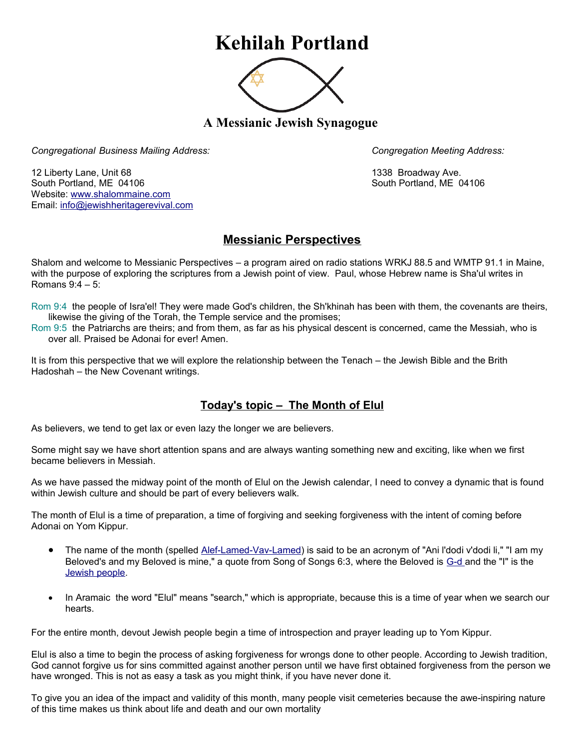# Kehilah Portland

## A Messianic Jewish Synagogue

*Congregational Business Mailing Address:*

12 Liberty Lane, Unit 68
South Portland, ME 04106
Website: www.shalommaine.com
Email: info@jewishheritagerevival.com

*Congregation Meeting Address:*

1338 Broadway Ave.
South Portland, ME 04106

## Messianic Perspectives

Shalom and welcome to Messianic Perspectives – a program aired on radio stations WRKJ 88.5 and WMTP 91.1 in Maine, with the purpose of exploring the scriptures from a Jewish point of view. Paul, whose Hebrew name is Sha'ul writes in Romans 9:4 – 5:

Rom 9:4 the people of Isra'el! They were made God's children, the Sh'khinah has been with them, the covenants are theirs, likewise the giving of the Torah, the Temple service and the promises;
Rom 9:5 the Patriarchs are theirs; and from them, as far as his physical descent is concerned, came the Messiah, who is over all. Praised be Adonai for ever! Amen.

It is from this perspective that we will explore the relationship between the Tenach – the Jewish Bible and the Brith Hadoshah – the New Covenant writings.

## Today's topic – The Month of Elul

As believers, we tend to get lax or even lazy the longer we are believers.

Some might say we have short attention spans and are always wanting something new and exciting, like when we first became believers in Messiah.

As we have passed the midway point of the month of Elul on the Jewish calendar, I need to convey a dynamic that is found within Jewish culture and should be part of every believers walk.

The month of Elul is a time of preparation, a time of forgiving and seeking forgiveness with the intent of coming before Adonai on Yom Kippur.

- The name of the month (spelled Alef-Lamed-Vav-Lamed) is said to be an acronym of "Ani l'dodi v'dodi li," "I am my Beloved's and my Beloved is mine," a quote from Song of Songs 6:3, where the Beloved is G-d and the "I" is the Jewish people.
- In Aramaic the word "Elul" means "search," which is appropriate, because this is a time of year when we search our hearts.

For the entire month, devout Jewish people begin a time of introspection and prayer leading up to Yom Kippur.

Elul is also a time to begin the process of asking forgiveness for wrongs done to other people. According to Jewish tradition, God cannot forgive us for sins committed against another person until we have first obtained forgiveness from the person we have wronged. This is not as easy a task as you might think, if you have never done it.

To give you an idea of the impact and validity of this month, many people visit cemeteries because the awe-inspiring nature of this time makes us think about life and death and our own mortality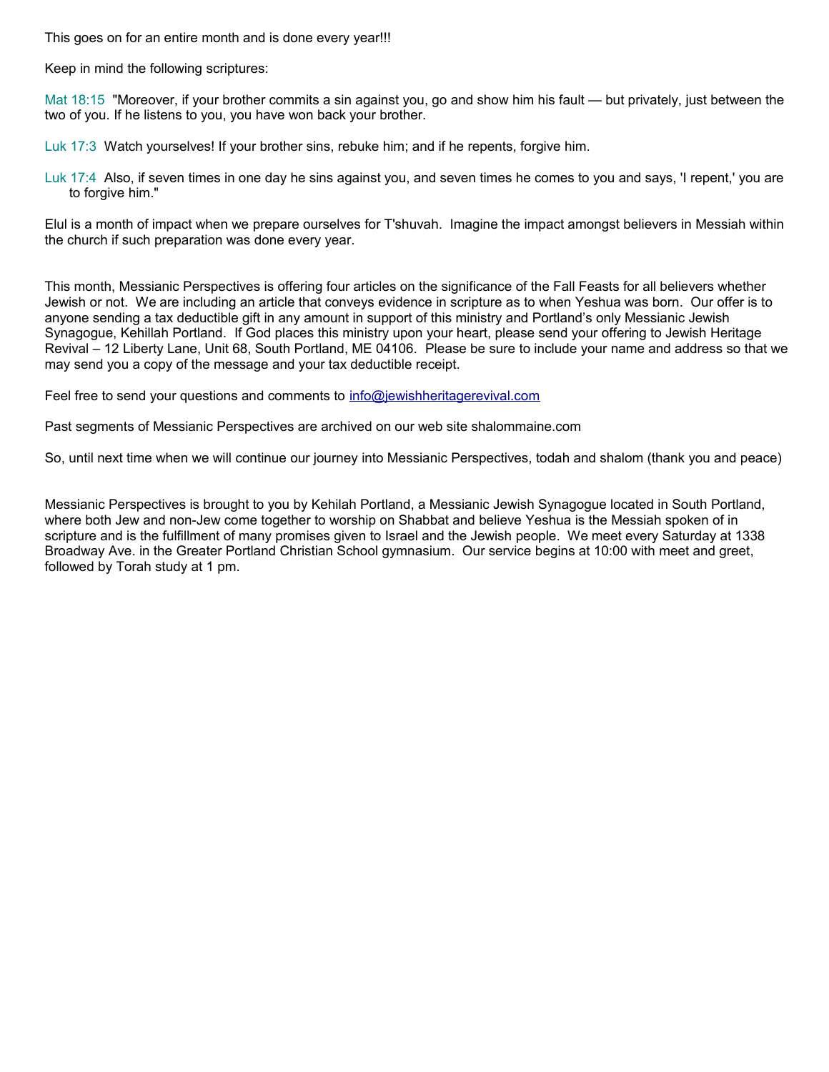This goes on for an entire month and is done every year!!!

Keep in mind the following scriptures:

Mat 18:15 "Moreover, if your brother commits a sin against you, go and show him his fault — but privately, just between the two of you. If he listens to you, you have won back your brother.

Luk 17:3 Watch yourselves! If your brother sins, rebuke him; and if he repents, forgive him.

Luk 17:4 Also, if seven times in one day he sins against you, and seven times he comes to you and says, 'I repent,' you are to forgive him."

Elul is a month of impact when we prepare ourselves for T'shuvah. Imagine the impact amongst believers in Messiah within the church if such preparation was done every year.

This month, Messianic Perspectives is offering four articles on the significance of the Fall Feasts for all believers whether Jewish or not. We are including an article that conveys evidence in scripture as to when Yeshua was born. Our offer is to anyone sending a tax deductible gift in any amount in support of this ministry and Portland's only Messianic Jewish Synagogue, Kehillah Portland. If God places this ministry upon your heart, please send your offering to Jewish Heritage Revival – 12 Liberty Lane, Unit 68, South Portland, ME 04106. Please be sure to include your name and address so that we may send you a copy of the message and your tax deductible receipt.

Feel free to send your questions and comments to info@jewishheritagerevival.com

Past segments of Messianic Perspectives are archived on our web site shalommaine.com

So, until next time when we will continue our journey into Messianic Perspectives, todah and shalom (thank you and peace)

Messianic Perspectives is brought to you by Kehilah Portland, a Messianic Jewish Synagogue located in South Portland, where both Jew and non-Jew come together to worship on Shabbat and believe Yeshua is the Messiah spoken of in scripture and is the fulfillment of many promises given to Israel and the Jewish people. We meet every Saturday at 1338 Broadway Ave. in the Greater Portland Christian School gymnasium. Our service begins at 10:00 with meet and greet, followed by Torah study at 1 pm.